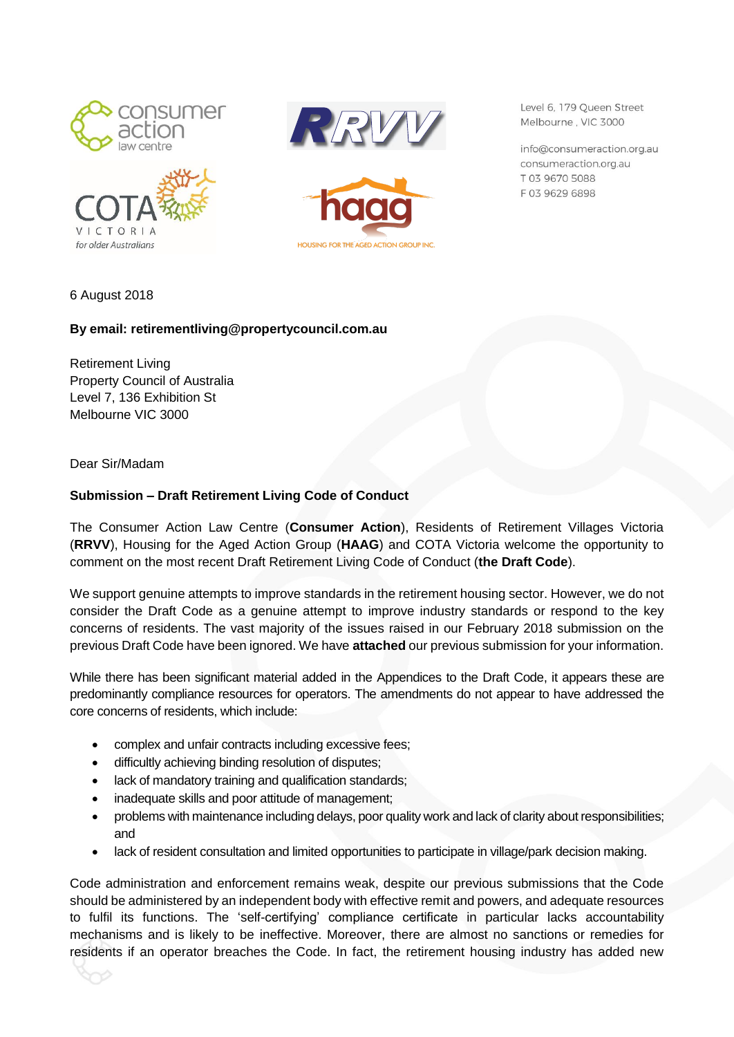Level 6, 179 Queen Street
Melbourne , VIC 3000

info@consumeraction.org.au
consumeraction.org.au
T 03 9670 5088
F 03 9629 6898

6 August 2018

**By email: retirementliving@propertycouncil.com.au**

Retirement Living
Property Council of Australia
Level 7, 136 Exhibition St
Melbourne VIC 3000

Dear Sir/Madam

**Submission – Draft Retirement Living Code of Conduct**

The Consumer Action Law Centre (**Consumer Action**), Residents of Retirement Villages Victoria (**RRVV**), Housing for the Aged Action Group (**HAAG**) and COTA Victoria welcome the opportunity to comment on the most recent Draft Retirement Living Code of Conduct (**the Draft Code**).

We support genuine attempts to improve standards in the retirement housing sector. However, we do not consider the Draft Code as a genuine attempt to improve industry standards or respond to the key concerns of residents. The vast majority of the issues raised in our February 2018 submission on the previous Draft Code have been ignored. We have **attached** our previous submission for your information.

While there has been significant material added in the Appendices to the Draft Code, it appears these are predominantly compliance resources for operators. The amendments do not appear to have addressed the core concerns of residents, which include:

- complex and unfair contracts including excessive fees;
- difficultly achieving binding resolution of disputes;
- lack of mandatory training and qualification standards;
- inadequate skills and poor attitude of management;
- problems with maintenance including delays, poor quality work and lack of clarity about responsibilities; and
- lack of resident consultation and limited opportunities to participate in village/park decision making.

Code administration and enforcement remains weak, despite our previous submissions that the Code should be administered by an independent body with effective remit and powers, and adequate resources to fulfil its functions. The 'self-certifying' compliance certificate in particular lacks accountability mechanisms and is likely to be ineffective. Moreover, there are almost no sanctions or remedies for residents if an operator breaches the Code. In fact, the retirement housing industry has added new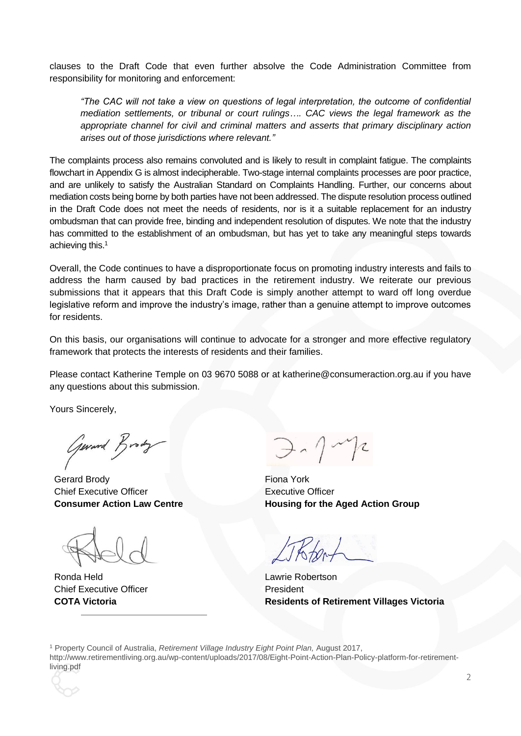clauses to the Draft Code that even further absolve the Code Administration Committee from responsibility for monitoring and enforcement:

> *"The CAC will not take a view on questions of legal interpretation, the outcome of confidential mediation settlements, or tribunal or court rulings…. CAC views the legal framework as the appropriate channel for civil and criminal matters and asserts that primary disciplinary action arises out of those jurisdictions where relevant."*

The complaints process also remains convoluted and is likely to result in complaint fatigue. The complaints flowchart in Appendix G is almost indecipherable. Two-stage internal complaints processes are poor practice, and are unlikely to satisfy the Australian Standard on Complaints Handling. Further, our concerns about mediation costs being borne by both parties have not been addressed. The dispute resolution process outlined in the Draft Code does not meet the needs of residents, nor is it a suitable replacement for an industry ombudsman that can provide free, binding and independent resolution of disputes. We note that the industry has committed to the establishment of an ombudsman, but has yet to take any meaningful steps towards achieving this.[1]

Overall, the Code continues to have a disproportionate focus on promoting industry interests and fails to address the harm caused by bad practices in the retirement industry. We reiterate our previous submissions that it appears that this Draft Code is simply another attempt to ward off long overdue legislative reform and improve the industry's image, rather than a genuine attempt to improve outcomes for residents.

On this basis, our organisations will continue to advocate for a stronger and more effective regulatory framework that protects the interests of residents and their families.

Please contact Katherine Temple on 03 9670 5088 or at katherine@consumeraction.org.au if you have any questions about this submission.

Yours Sincerely,

Gerard Brody
Chief Executive Officer
**Consumer Action Law Centre**

Fiona York
Executive Officer
**Housing for the Aged Action Group**

Ronda Held
Chief Executive Officer
**COTA Victoria**

Lawrie Robertson
President
**Residents of Retirement Villages Victoria**

---

[1] Property Council of Australia, *Retirement Village Industry Eight Point Plan,* August 2017, http://www.retirementliving.org.au/wp-content/uploads/2017/08/Eight-Point-Action-Plan-Policy-platform-for-retirement-living.pdf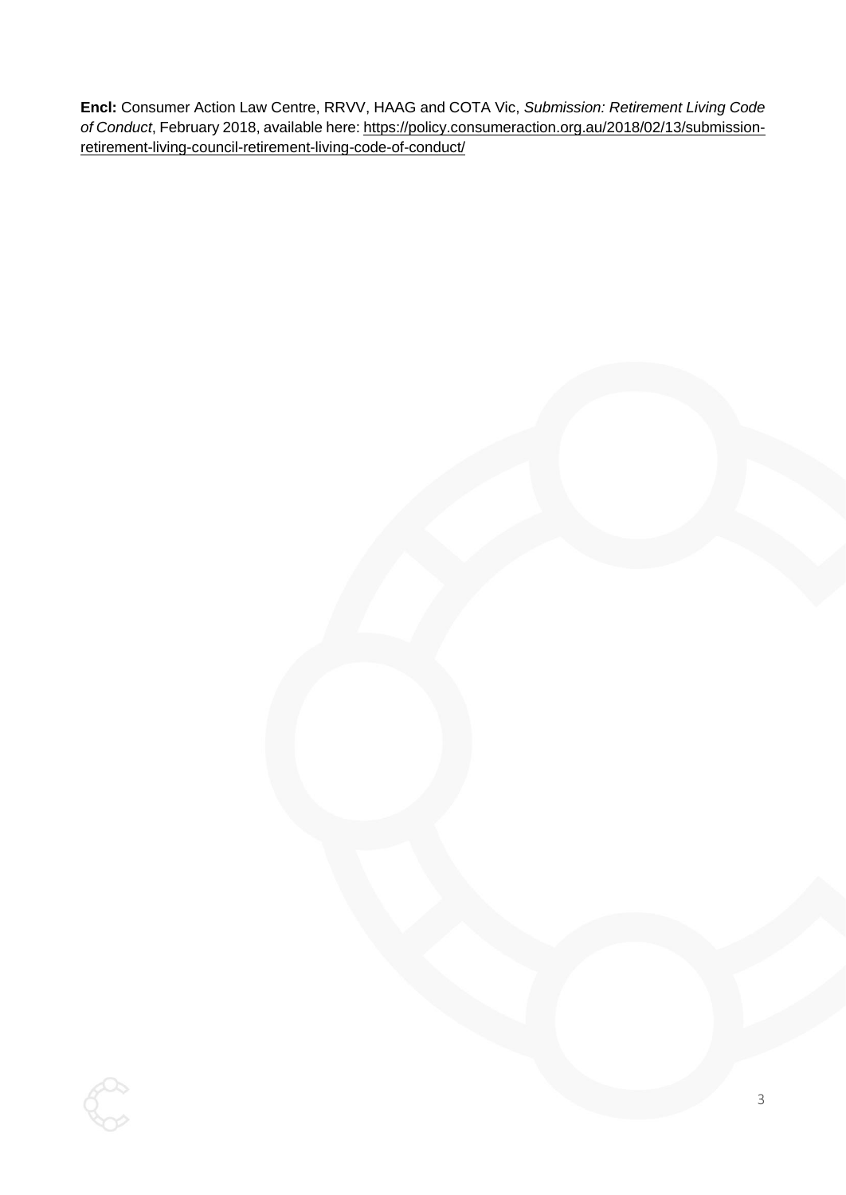**Encl:** Consumer Action Law Centre, RRVV, HAAG and COTA Vic, *Submission: Retirement Living Code of Conduct*, February 2018, available here: https://policy.consumeraction.org.au/2018/02/13/submission-retirement-living-council-retirement-living-code-of-conduct/